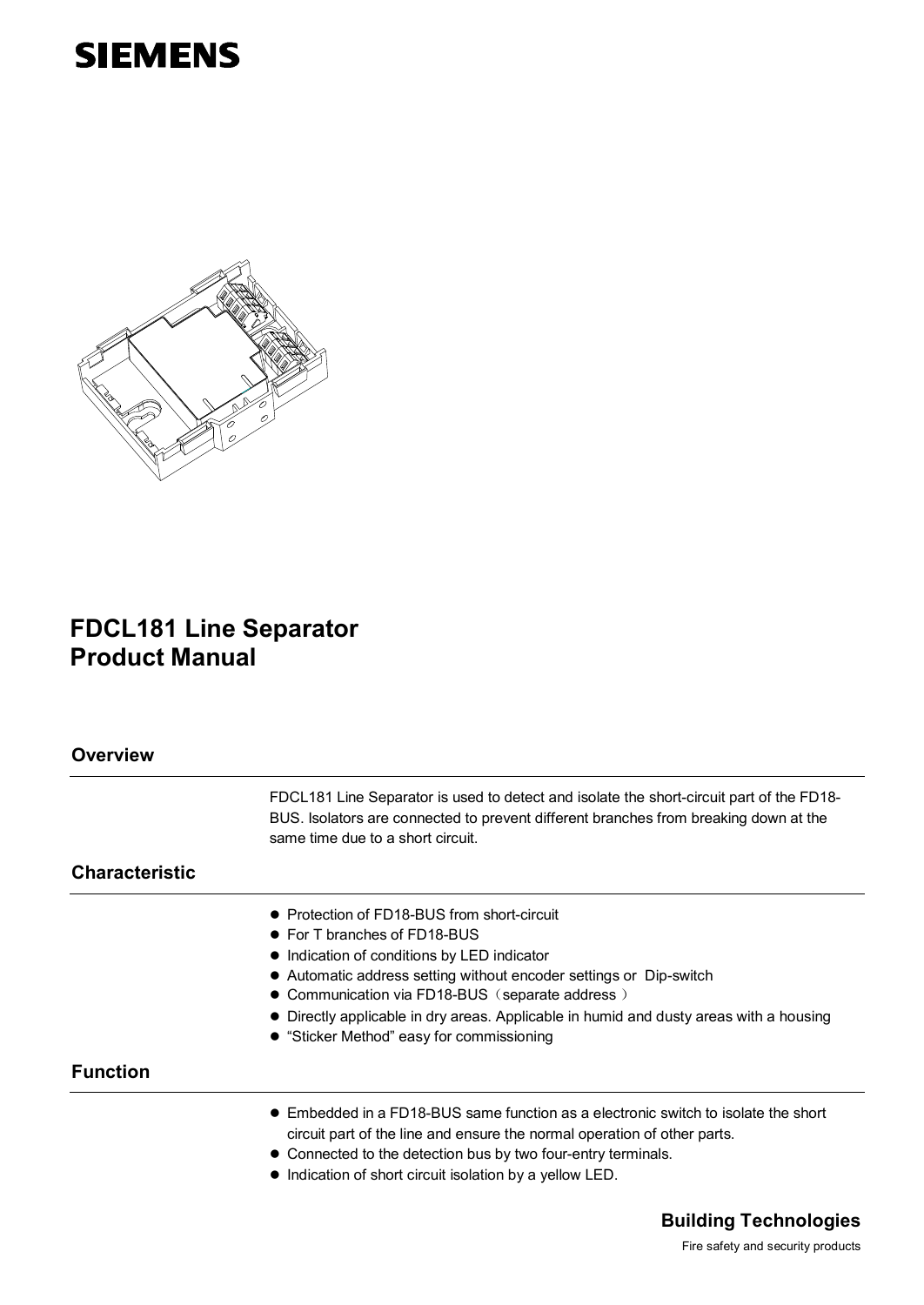SIEMENS

# FDCL181 Line Separator Product Manual

## Overview

FDCL181 Line Separator is used to detect and isolate the short-circuit part of the FD18-BUS. Isolators are connected to prevent different branches from breaking down at the same time due to a short circuit.

## Characteristic

- Protection of FD18-BUS from short-circuit
- For T branches of FD18-BUS
- Indication of conditions by LED indicator
- Automatic address setting without encoder settings or Dip-switch
- Communication via FD18-BUS（separate address ）
- Directly applicable in dry areas. Applicable in humid and dusty areas with a housing
- “Sticker Method” easy for commissioning

## Function

- Embedded in a FD18-BUS same function as a electronic switch to isolate the short circuit part of the line and ensure the normal operation of other parts.
- Connected to the detection bus by two four-entry terminals.
- Indication of short circuit isolation by a yellow LED.

**Building Technologies**

Fire safety and security products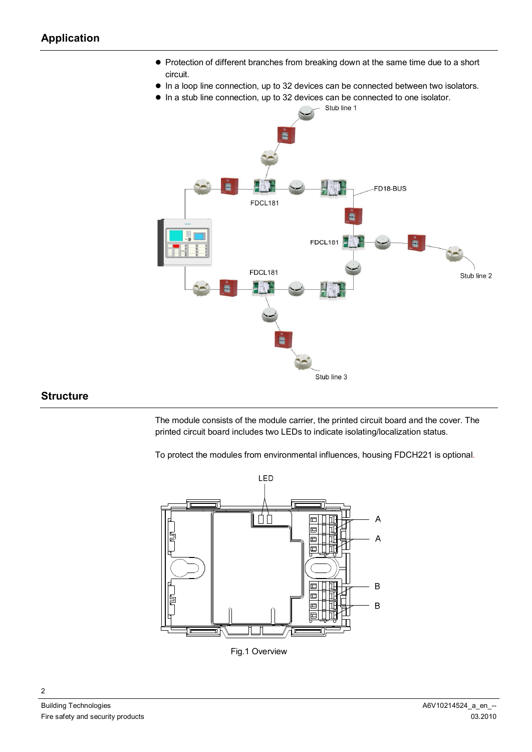## Application

- Protection of different branches from breaking down at the same time due to a short circuit.
- In a loop line connection, up to 32 devices can be connected between two isolators.
- In a stub line connection, up to 32 devices can be connected to one isolator.

## Structure

The module consists of the module carrier, the printed circuit board and the cover. The printed circuit board includes two LEDs to indicate isolating/localization status.

To protect the modules from environmental influences, housing FDCH221 is optional.

Fig.1 Overview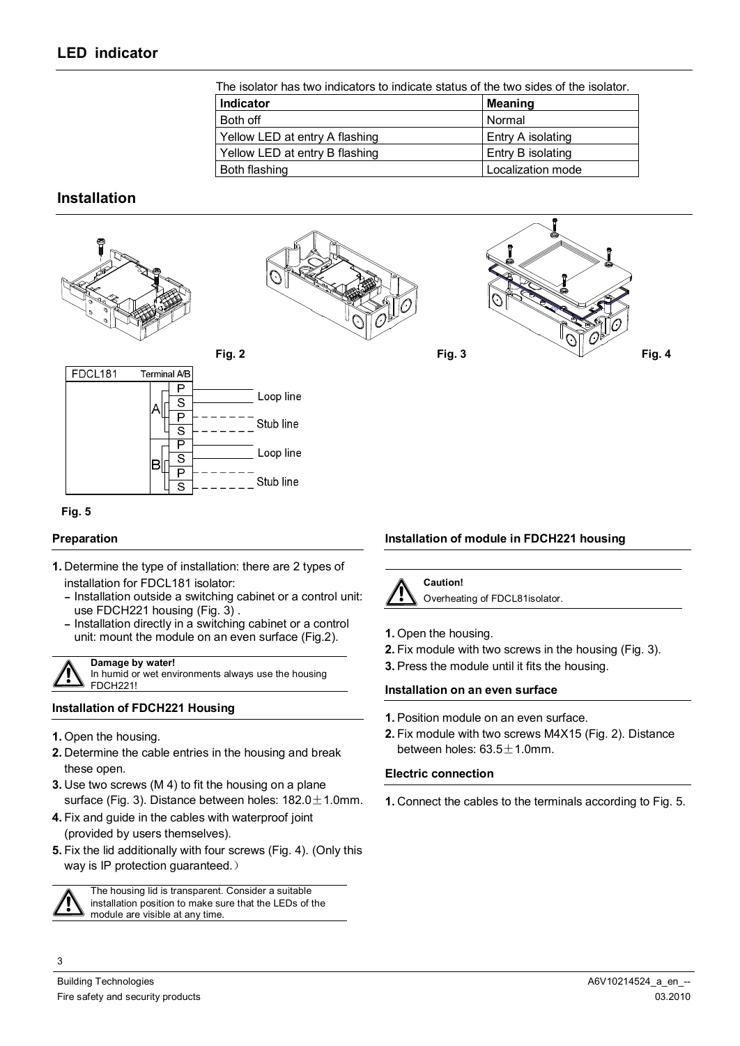## LED indicator

The isolator has two indicators to indicate status of the two sides of the isolator.

| Indicator | Meaning |
|---|---|
| Both off | Normal |
| Yellow LED at entry A flashing | Entry A isolating |
| Yellow LED at entry B flashing | Entry B isolating |
| Both flashing | Localization mode |

## Installation

Fig. 2

Fig. 3

Fig. 4

| FDCL181 | | Terminal A/B | |
|---|---|---|---|
| | A | P | Loop line |
| | | S | |
| | | P | Stub line |
| | | S | |
| | B | P | Loop line |
| | | S | |
| | | P | Stub line |
| | | S | |

Fig. 5

### Preparation

1. Determine the type of installation: there are 2 types of installation for FDCL181 isolator:
   - Installation outside a switching cabinet or a control unit: use FDCH221 housing (Fig. 3) .
   - Installation directly in a switching cabinet or a control unit: mount the module on an even surface (Fig.2).

**Damage by water!**
In humid or wet environments always use the housing FDCH221!

### Installation of FDCH221 Housing

1. Open the housing.
2. Determine the cable entries in the housing and break these open.
3. Use two screws (M 4) to fit the housing on a plane surface (Fig. 3). Distance between holes: 182.0±1.0mm.
4. Fix and guide in the cables with waterproof joint (provided by users themselves).
5. Fix the lid additionally with four screws (Fig. 4). (Only this way is IP protection guaranteed.）

The housing lid is transparent. Consider a suitable installation position to make sure that the LEDs of the module are visible at any time.

### Installation of module in FDCH221 housing

**Caution!**
Overheating of FDCL81isolator.

1. Open the housing.
2. Fix module with two screws in the housing (Fig. 3).
3. Press the module until it fits the housing.

### Installation on an even surface

1. Position module on an even surface.
2. Fix module with two screws M4X15 (Fig. 2). Distance between holes: 63.5±1.0mm.

### Electric connection

1. Connect the cables to the terminals according to Fig. 5.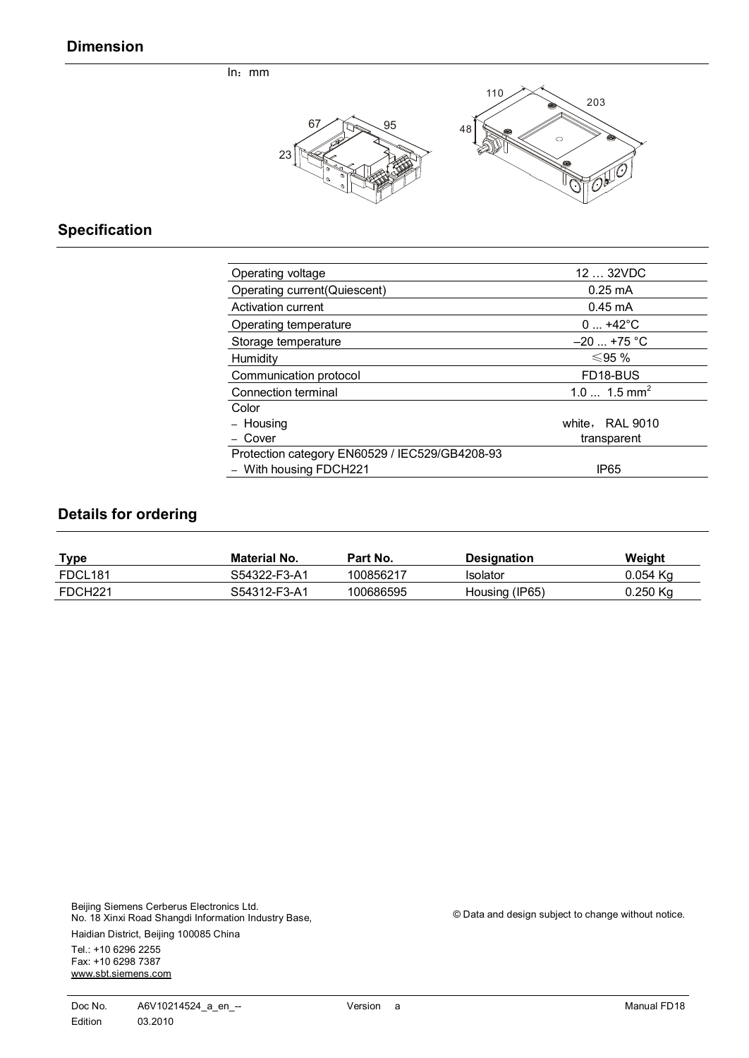## Dimension

In：mm

67
95
23
110
203
48

## Specification

| | |
|---|---|
| Operating voltage | 12 … 32VDC |
| Operating current(Quiescent) | 0.25 mA |
| Activation current | 0.45 mA |
| Operating temperature | 0 ... +42°C |
| Storage temperature | –20 ... +75 °C |
| Humidity | ≤95 % |
| Communication protocol | FD18-BUS |
| Connection terminal | 1.0 ... 1.5 mm$^2$ |
| Color<br>– Housing<br>– Cover | <br>white， RAL 9010<br>transparent |
| Protection category EN60529 / IEC529/GB4208-93<br>– With housing FDCH221 | <br>IP65 |

## Details for ordering

| Type | Material No. | Part No. | Designation | Weight |
|---|---|---|---|---|
| FDCL181 | S54322-F3-A1 | 100856217 | Isolator | 0.054 Kg |
| FDCH221 | S54312-F3-A1 | 100686595 | Housing (IP65) | 0.250 Kg |

Beijing Siemens Cerberus Electronics Ltd.
No. 18 Xinxi Road Shangdi Information Industry Base,
Haidian District, Beijing 100085 China
Tel.: +10 6296 2255
Fax: +10 6298 7387
www.sbt.siemens.com

© Data and design subject to change without notice.

Doc No. A6V10214524_a_en_-- Version a Manual FD18
Edition 03.2010